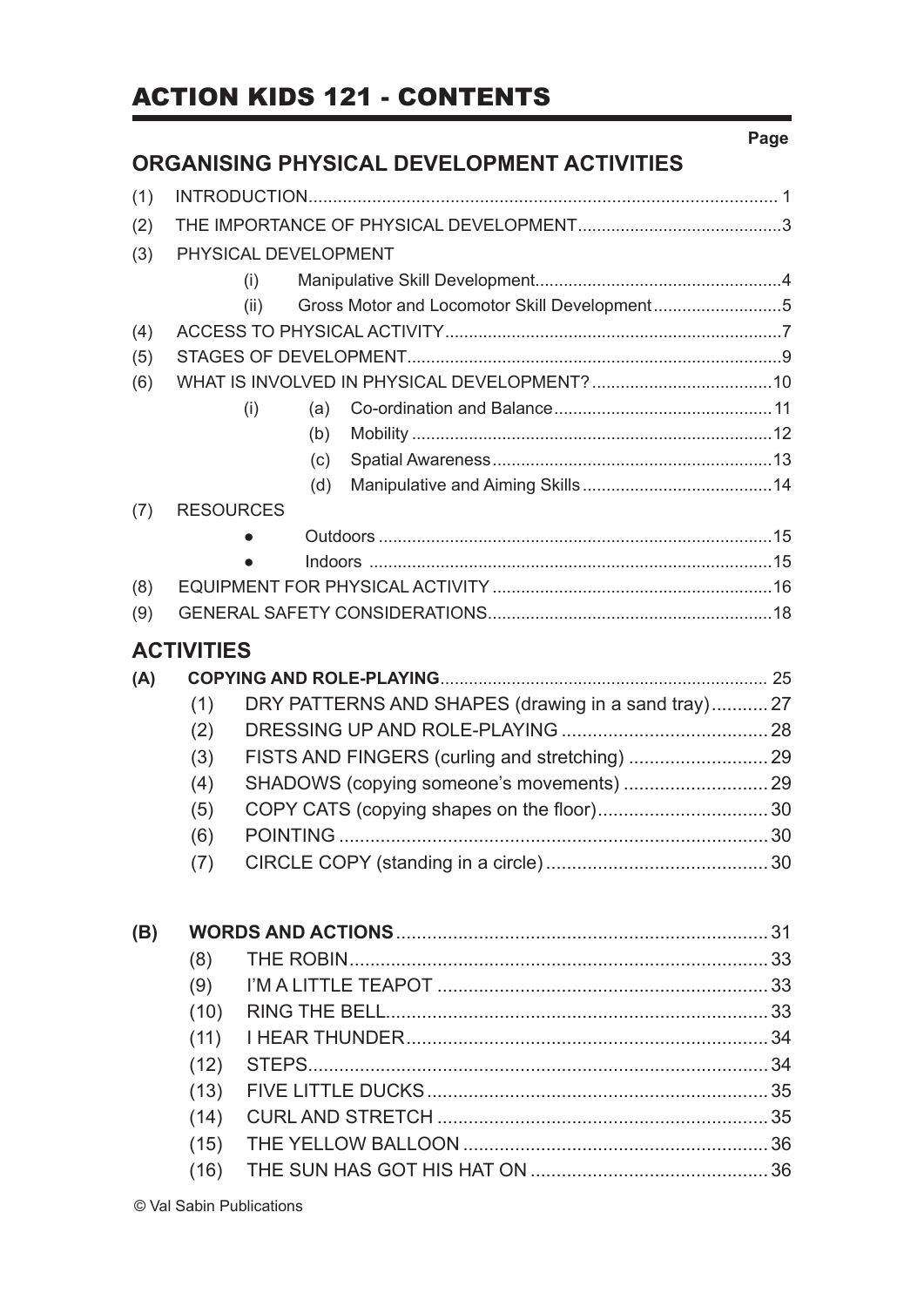# ACTION KIDS 121 - CONTENTS

Page

## ORGANISING PHYSICAL DEVELOPMENT ACTIVITIES

(1) INTRODUCTION ............ 1

(2) THE IMPORTANCE OF PHYSICAL DEVELOPMENT ............ 3

(3) PHYSICAL DEVELOPMENT

- (i) Manipulative Skill Development ............ 4
- (ii) Gross Motor and Locomotor Skill Development ............ 5

(4) ACCESS TO PHYSICAL ACTIVITY ............ 7

(5) STAGES OF DEVELOPMENT ............ 9

(6) WHAT IS INVOLVED IN PHYSICAL DEVELOPMENT? ............ 10

- (i)
  - (a) Co-ordination and Balance ............ 11
  - (b) Mobility ............ 12
  - (c) Spatial Awareness ............ 13
  - (d) Manipulative and Aiming Skills ............ 14

(7) RESOURCES

- Outdoors ............ 15
- Indoors ............ 15

(8) EQUIPMENT FOR PHYSICAL ACTIVITY ............ 16

(9) GENERAL SAFETY CONSIDERATIONS ............ 18

## ACTIVITIES

**(A) COPYING AND ROLE-PLAYING** ............ 25

- (1) DRY PATTERNS AND SHAPES (drawing in a sand tray) ............ 27
- (2) DRESSING UP AND ROLE-PLAYING ............ 28
- (3) FISTS AND FINGERS (curling and stretching) ............ 29
- (4) SHADOWS (copying someone's movements) ............ 29
- (5) COPY CATS (copying shapes on the floor) ............ 30
- (6) POINTING ............ 30
- (7) CIRCLE COPY (standing in a circle) ............ 30

**(B) WORDS AND ACTIONS** ............ 31

- (8) THE ROBIN ............ 33
- (9) I'M A LITTLE TEAPOT ............ 33
- (10) RING THE BELL ............ 33
- (11) I HEAR THUNDER ............ 34
- (12) STEPS ............ 34
- (13) FIVE LITTLE DUCKS ............ 35
- (14) CURL AND STRETCH ............ 35
- (15) THE YELLOW BALLOON ............ 36
- (16) THE SUN HAS GOT HIS HAT ON ............ 36

© Val Sabin Publications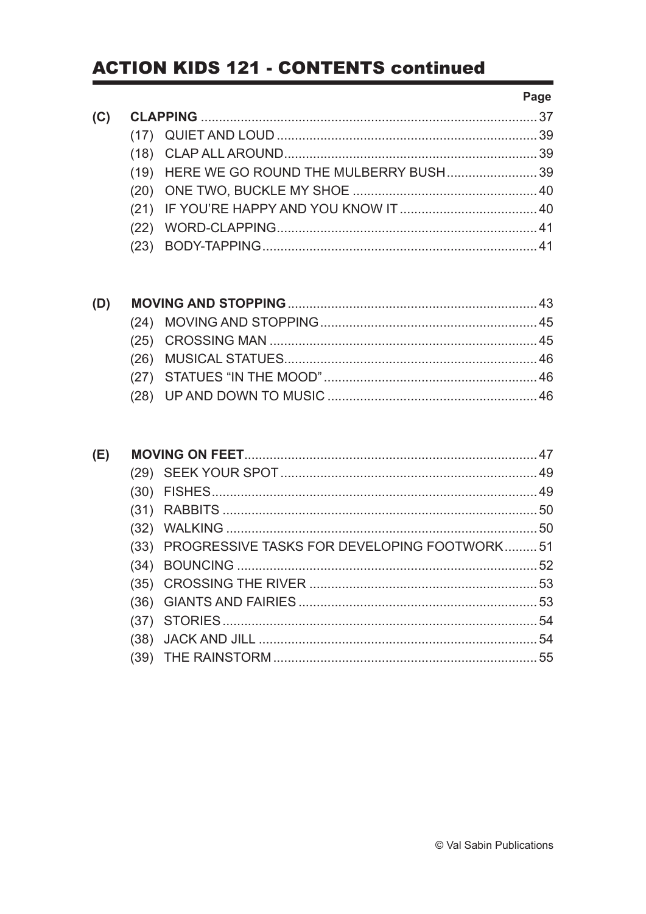# ACTION KIDS 121 - CONTENTS continued

| | | Page |
|---|---|---|
| **(C)** | **CLAPPING** | 37 |
| | (17) QUIET AND LOUD | 39 |
| | (18) CLAP ALL AROUND | 39 |
| | (19) HERE WE GO ROUND THE MULBERRY BUSH | 39 |
| | (20) ONE TWO, BUCKLE MY SHOE | 40 |
| | (21) IF YOU'RE HAPPY AND YOU KNOW IT | 40 |
| | (22) WORD-CLAPPING | 41 |
| | (23) BODY-TAPPING | 41 |
| **(D)** | **MOVING AND STOPPING** | 43 |
| | (24) MOVING AND STOPPING | 45 |
| | (25) CROSSING MAN | 45 |
| | (26) MUSICAL STATUES | 46 |
| | (27) STATUES "IN THE MOOD" | 46 |
| | (28) UP AND DOWN TO MUSIC | 46 |
| **(E)** | **MOVING ON FEET** | 47 |
| | (29) SEEK YOUR SPOT | 49 |
| | (30) FISHES | 49 |
| | (31) RABBITS | 50 |
| | (32) WALKING | 50 |
| | (33) PROGRESSIVE TASKS FOR DEVELOPING FOOTWORK | 51 |
| | (34) BOUNCING | 52 |
| | (35) CROSSING THE RIVER | 53 |
| | (36) GIANTS AND FAIRIES | 53 |
| | (37) STORIES | 54 |
| | (38) JACK AND JILL | 54 |
| | (39) THE RAINSTORM | 55 |

© Val Sabin Publications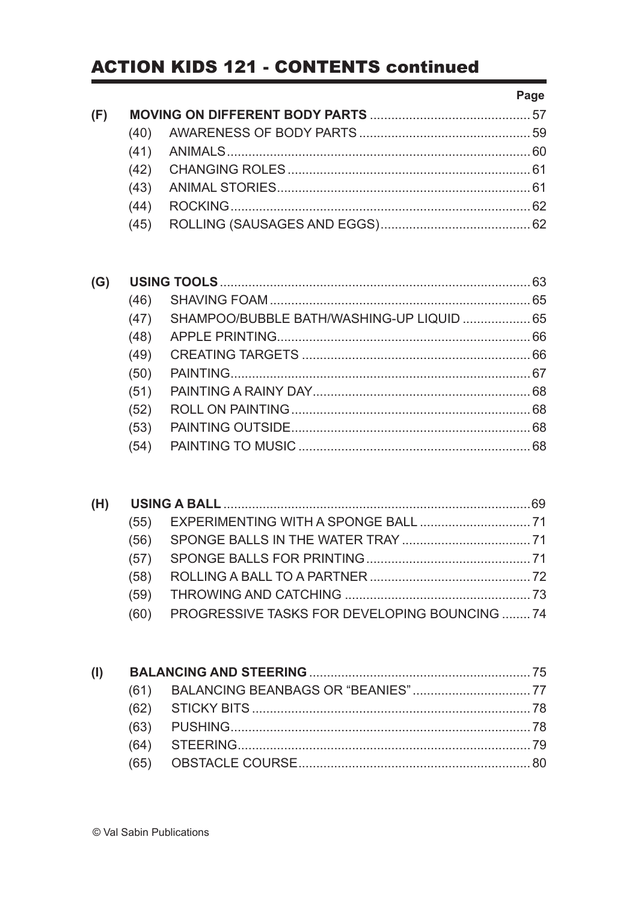# ACTION KIDS 121 - CONTENTS continued

| | | | Page |
|---|---|---|---|
| **(F)** | **MOVING ON DIFFERENT BODY PARTS** | | **57** |
| | (40) | AWARENESS OF BODY PARTS | 59 |
| | (41) | ANIMALS | 60 |
| | (42) | CHANGING ROLES | 61 |
| | (43) | ANIMAL STORIES | 61 |
| | (44) | ROCKING | 62 |
| | (45) | ROLLING (SAUSAGES AND EGGS) | 62 |
| **(G)** | **USING TOOLS** | | **63** |
| | (46) | SHAVING FOAM | 65 |
| | (47) | SHAMPOO/BUBBLE BATH/WASHING-UP LIQUID | 65 |
| | (48) | APPLE PRINTING | 66 |
| | (49) | CREATING TARGETS | 66 |
| | (50) | PAINTING | 67 |
| | (51) | PAINTING A RAINY DAY | 68 |
| | (52) | ROLL ON PAINTING | 68 |
| | (53) | PAINTING OUTSIDE | 68 |
| | (54) | PAINTING TO MUSIC | 68 |
| **(H)** | **USING A BALL** | | **69** |
| | (55) | EXPERIMENTING WITH A SPONGE BALL | 71 |
| | (56) | SPONGE BALLS IN THE WATER TRAY | 71 |
| | (57) | SPONGE BALLS FOR PRINTING | 71 |
| | (58) | ROLLING A BALL TO A PARTNER | 72 |
| | (59) | THROWING AND CATCHING | 73 |
| | (60) | PROGRESSIVE TASKS FOR DEVELOPING BOUNCING | 74 |
| **(I)** | **BALANCING AND STEERING** | | **75** |
| | (61) | BALANCING BEANBAGS OR "BEANIES" | 77 |
| | (62) | STICKY BITS | 78 |
| | (63) | PUSHING | 78 |
| | (64) | STEERING | 79 |
| | (65) | OBSTACLE COURSE | 80 |

© Val Sabin Publications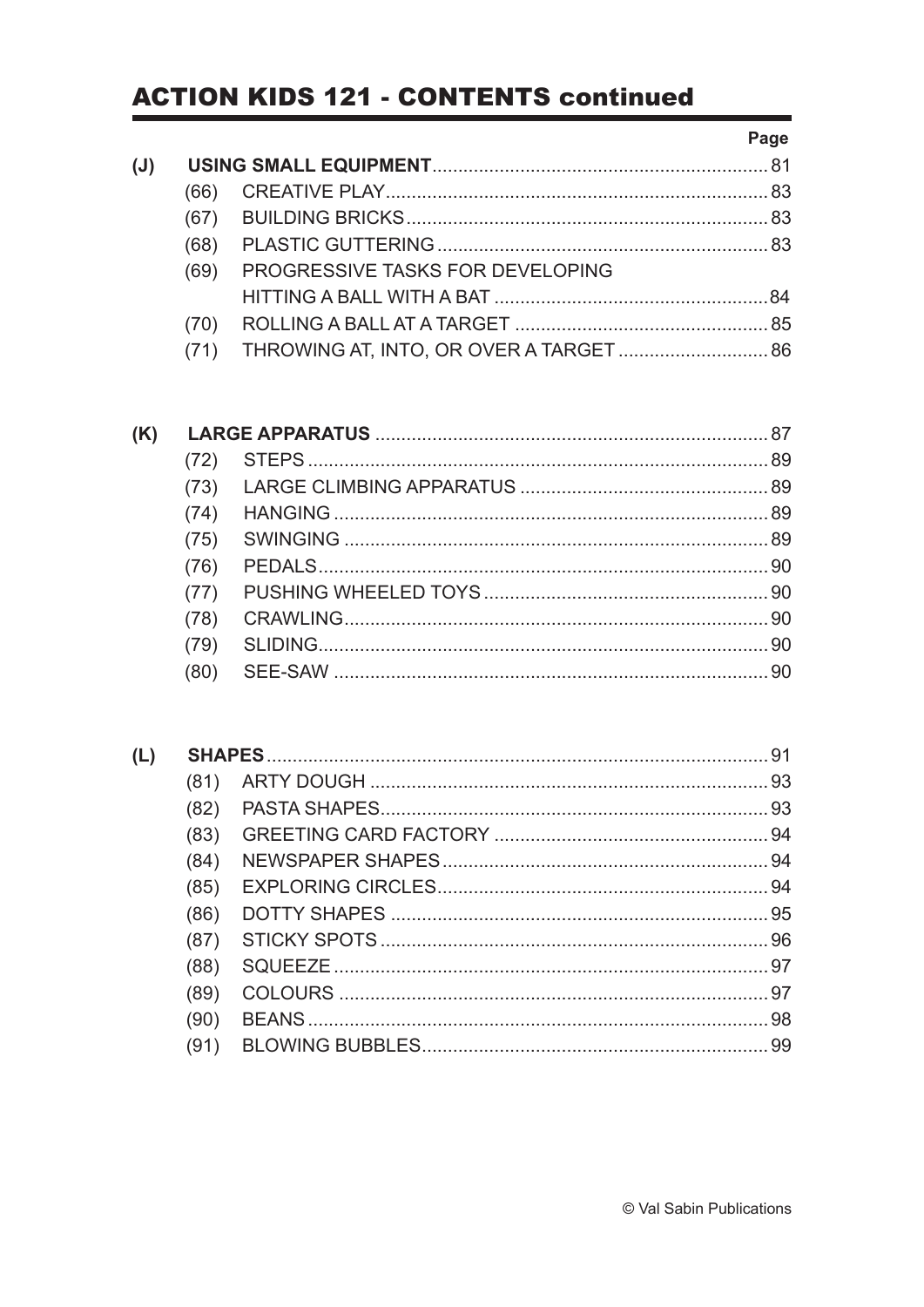# ACTION KIDS 121 - CONTENTS continued

| | | | Page |
|---|---|---|---|
| **(J)** | **USING SMALL EQUIPMENT** | | 81 |
| | (66) | CREATIVE PLAY | 83 |
| | (67) | BUILDING BRICKS | 83 |
| | (68) | PLASTIC GUTTERING | 83 |
| | (69) | PROGRESSIVE TASKS FOR DEVELOPING HITTING A BALL WITH A BAT | 84 |
| | (70) | ROLLING A BALL AT A TARGET | 85 |
| | (71) | THROWING AT, INTO, OR OVER A TARGET | 86 |
| **(K)** | **LARGE APPARATUS** | | 87 |
| | (72) | STEPS | 89 |
| | (73) | LARGE CLIMBING APPARATUS | 89 |
| | (74) | HANGING | 89 |
| | (75) | SWINGING | 89 |
| | (76) | PEDALS | 90 |
| | (77) | PUSHING WHEELED TOYS | 90 |
| | (78) | CRAWLING | 90 |
| | (79) | SLIDING | 90 |
| | (80) | SEE-SAW | 90 |
| **(L)** | **SHAPES** | | 91 |
| | (81) | ARTY DOUGH | 93 |
| | (82) | PASTA SHAPES | 93 |
| | (83) | GREETING CARD FACTORY | 94 |
| | (84) | NEWSPAPER SHAPES | 94 |
| | (85) | EXPLORING CIRCLES | 94 |
| | (86) | DOTTY SHAPES | 95 |
| | (87) | STICKY SPOTS | 96 |
| | (88) | SQUEEZE | 97 |
| | (89) | COLOURS | 97 |
| | (90) | BEANS | 98 |
| | (91) | BLOWING BUBBLES | 99 |

© Val Sabin Publications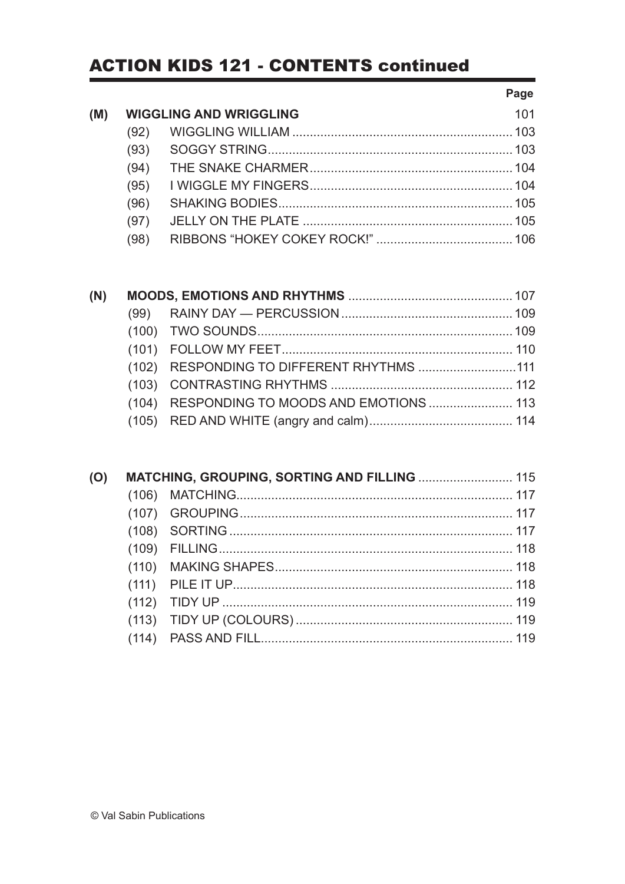# ACTION KIDS 121 - CONTENTS continued

| | | | Page |
|---|---|---|---|
| **(M)** | **WIGGLING AND WRIGGLING** | | 101 |
| | (92) | WIGGLING WILLIAM | 103 |
| | (93) | SOGGY STRING | 103 |
| | (94) | THE SNAKE CHARMER | 104 |
| | (95) | I WIGGLE MY FINGERS | 104 |
| | (96) | SHAKING BODIES | 105 |
| | (97) | JELLY ON THE PLATE | 105 |
| | (98) | RIBBONS "HOKEY COKEY ROCK!" | 106 |
| **(N)** | **MOODS, EMOTIONS AND RHYTHMS** | | 107 |
| | (99) | RAINY DAY — PERCUSSION | 109 |
| | (100) | TWO SOUNDS | 109 |
| | (101) | FOLLOW MY FEET | 110 |
| | (102) | RESPONDING TO DIFFERENT RHYTHMS | 111 |
| | (103) | CONTRASTING RHYTHMS | 112 |
| | (104) | RESPONDING TO MOODS AND EMOTIONS | 113 |
| | (105) | RED AND WHITE (angry and calm) | 114 |
| **(O)** | **MATCHING, GROUPING, SORTING AND FILLING** | | 115 |
| | (106) | MATCHING | 117 |
| | (107) | GROUPING | 117 |
| | (108) | SORTING | 117 |
| | (109) | FILLING | 118 |
| | (110) | MAKING SHAPES | 118 |
| | (111) | PILE IT UP | 118 |
| | (112) | TIDY UP | 119 |
| | (113) | TIDY UP (COLOURS) | 119 |
| | (114) | PASS AND FILL | 119 |

© Val Sabin Publications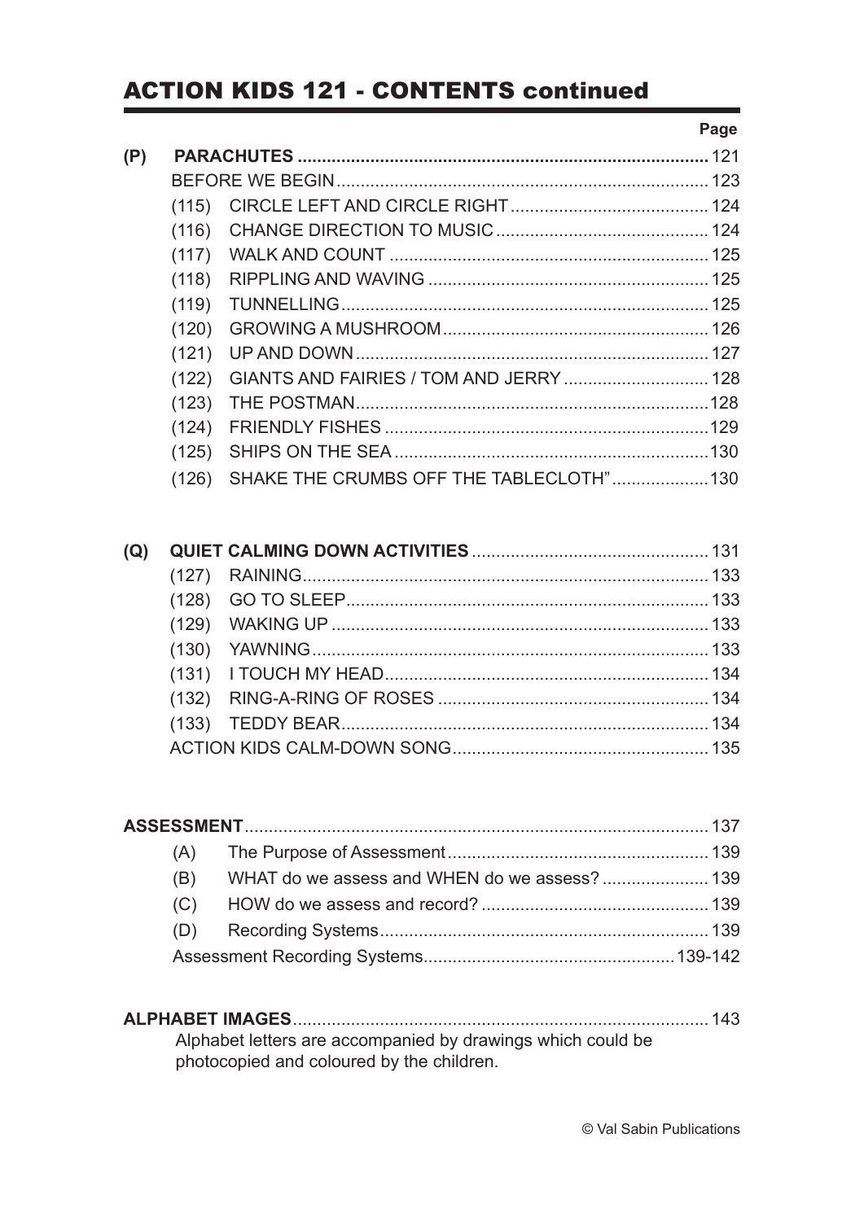# ACTION KIDS 121 - CONTENTS continued

| | | | Page |
|---|---|---|---|
| **(P)** | **PARACHUTES** | | 121 |
| | BEFORE WE BEGIN | | 123 |
| | (115) | CIRCLE LEFT AND CIRCLE RIGHT | 124 |
| | (116) | CHANGE DIRECTION TO MUSIC | 124 |
| | (117) | WALK AND COUNT | 125 |
| | (118) | RIPPLING AND WAVING | 125 |
| | (119) | TUNNELLING | 125 |
| | (120) | GROWING A MUSHROOM | 126 |
| | (121) | UP AND DOWN | 127 |
| | (122) | GIANTS AND FAIRIES / TOM AND JERRY | 128 |
| | (123) | THE POSTMAN | 128 |
| | (124) | FRIENDLY FISHES | 129 |
| | (125) | SHIPS ON THE SEA | 130 |
| | (126) | SHAKE THE CRUMBS OFF THE TABLECLOTH" | 130 |

| | | | Page |
|---|---|---|---|
| **(Q)** | **QUIET CALMING DOWN ACTIVITIES** | | 131 |
| | (127) | RAINING | 133 |
| | (128) | GO TO SLEEP | 133 |
| | (129) | WAKING UP | 133 |
| | (130) | YAWNING | 133 |
| | (131) | I TOUCH MY HEAD | 134 |
| | (132) | RING-A-RING OF ROSES | 134 |
| | (133) | TEDDY BEAR | 134 |
| | ACTION KIDS CALM-DOWN SONG | | 135 |

| | | Page |
|---|---|---|
| **ASSESSMENT** | | 137 |
| (A) | The Purpose of Assessment | 139 |
| (B) | WHAT do we assess and WHEN do we assess? | 139 |
| (C) | HOW do we assess and record? | 139 |
| (D) | Recording Systems | 139 |
| | Assessment Recording Systems | 139-142 |

**ALPHABET IMAGES** ........ 143

Alphabet letters are accompanied by drawings which could be photocopied and coloured by the children.

© Val Sabin Publications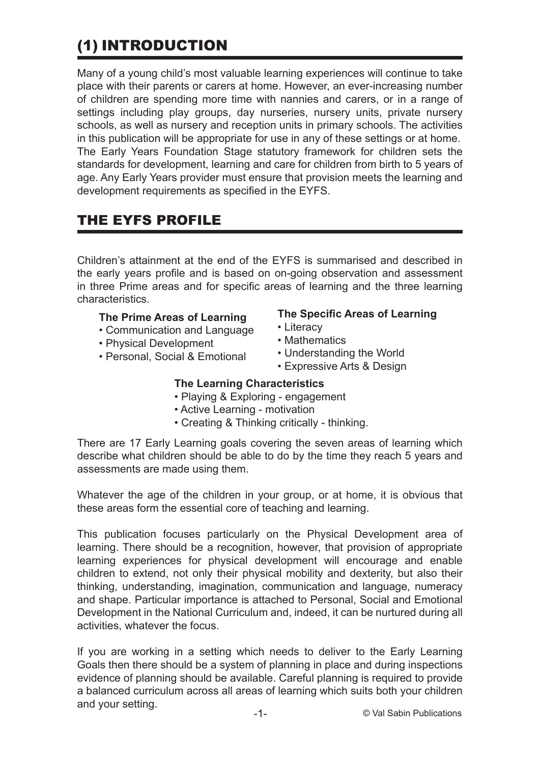# (1) INTRODUCTION

Many of a young child's most valuable learning experiences will continue to take place with their parents or carers at home. However, an ever-increasing number of children are spending more time with nannies and carers, or in a range of settings including play groups, day nurseries, nursery units, private nursery schools, as well as nursery and reception units in primary schools. The activities in this publication will be appropriate for use in any of these settings or at home. The Early Years Foundation Stage statutory framework for children sets the standards for development, learning and care for children from birth to 5 years of age. Any Early Years provider must ensure that provision meets the learning and development requirements as specified in the EYFS.

# THE EYFS PROFILE

Children's attainment at the end of the EYFS is summarised and described in the early years profile and is based on on-going observation and assessment in three Prime areas and for specific areas of learning and the three learning characteristics.

**The Prime Areas of Learning**
- Communication and Language
- Physical Development
- Personal, Social & Emotional

**The Specific Areas of Learning**
- Literacy
- Mathematics
- Understanding the World
- Expressive Arts & Design

**The Learning Characteristics**
- Playing & Exploring - engagement
- Active Learning - motivation
- Creating & Thinking critically - thinking.

There are 17 Early Learning goals covering the seven areas of learning which describe what children should be able to do by the time they reach 5 years and assessments are made using them.

Whatever the age of the children in your group, or at home, it is obvious that these areas form the essential core of teaching and learning.

This publication focuses particularly on the Physical Development area of learning. There should be a recognition, however, that provision of appropriate learning experiences for physical development will encourage and enable children to extend, not only their physical mobility and dexterity, but also their thinking, understanding, imagination, communication and language, numeracy and shape. Particular importance is attached to Personal, Social and Emotional Development in the National Curriculum and, indeed, it can be nurtured during all activities, whatever the focus.

If you are working in a setting which needs to deliver to the Early Learning Goals then there should be a system of planning in place and during inspections evidence of planning should be available. Careful planning is required to provide a balanced curriculum across all areas of learning which suits both your children and your setting.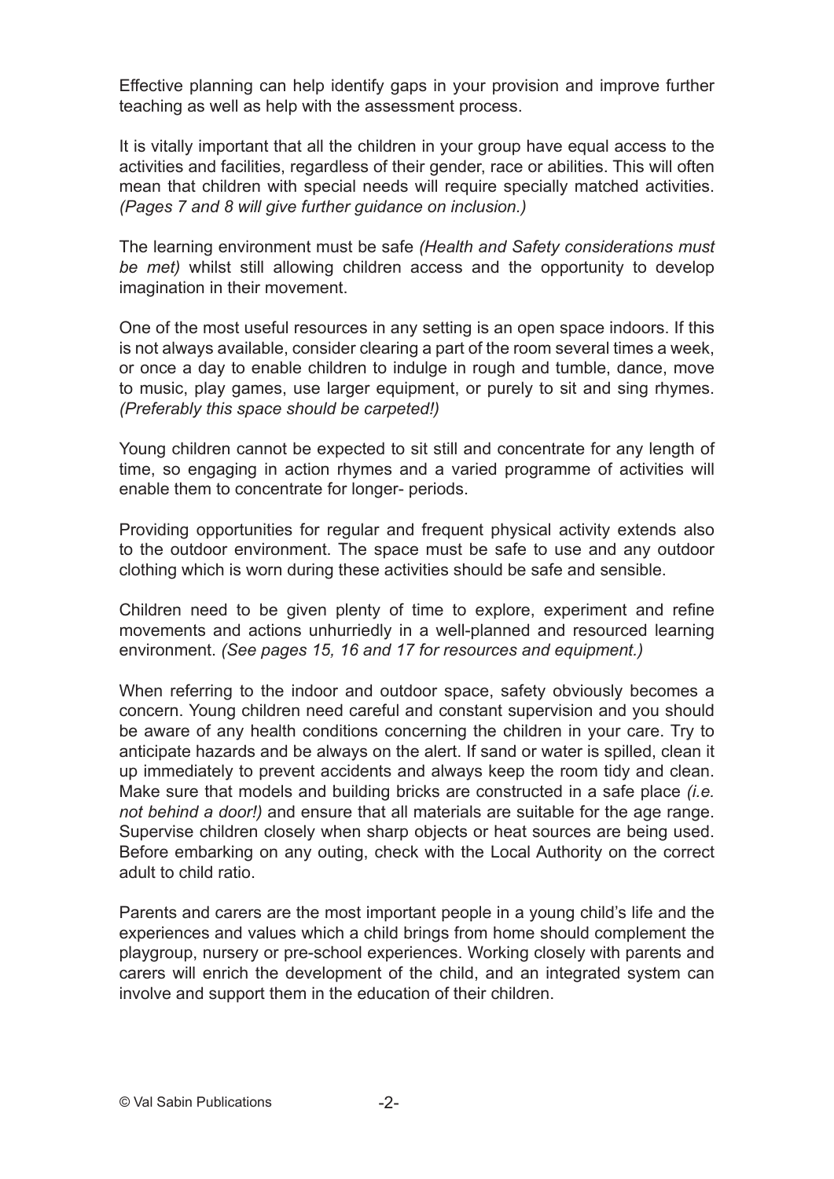Effective planning can help identify gaps in your provision and improve further teaching as well as help with the assessment process.

It is vitally important that all the children in your group have equal access to the activities and facilities, regardless of their gender, race or abilities. This will often mean that children with special needs will require specially matched activities. *(Pages 7 and 8 will give further guidance on inclusion.)*

The learning environment must be safe *(Health and Safety considerations must be met)* whilst still allowing children access and the opportunity to develop imagination in their movement.

One of the most useful resources in any setting is an open space indoors. If this is not always available, consider clearing a part of the room several times a week, or once a day to enable children to indulge in rough and tumble, dance, move to music, play games, use larger equipment, or purely to sit and sing rhymes. *(Preferably this space should be carpeted!)*

Young children cannot be expected to sit still and concentrate for any length of time, so engaging in action rhymes and a varied programme of activities will enable them to concentrate for longer- periods.

Providing opportunities for regular and frequent physical activity extends also to the outdoor environment. The space must be safe to use and any outdoor clothing which is worn during these activities should be safe and sensible.

Children need to be given plenty of time to explore, experiment and refine movements and actions unhurriedly in a well-planned and resourced learning environment. *(See pages 15, 16 and 17 for resources and equipment.)*

When referring to the indoor and outdoor space, safety obviously becomes a concern. Young children need careful and constant supervision and you should be aware of any health conditions concerning the children in your care. Try to anticipate hazards and be always on the alert. If sand or water is spilled, clean it up immediately to prevent accidents and always keep the room tidy and clean. Make sure that models and building bricks are constructed in a safe place *(i.e. not behind a door!)* and ensure that all materials are suitable for the age range. Supervise children closely when sharp objects or heat sources are being used. Before embarking on any outing, check with the Local Authority on the correct adult to child ratio.

Parents and carers are the most important people in a young child's life and the experiences and values which a child brings from home should complement the playgroup, nursery or pre-school experiences. Working closely with parents and carers will enrich the development of the child, and an integrated system can involve and support them in the education of their children.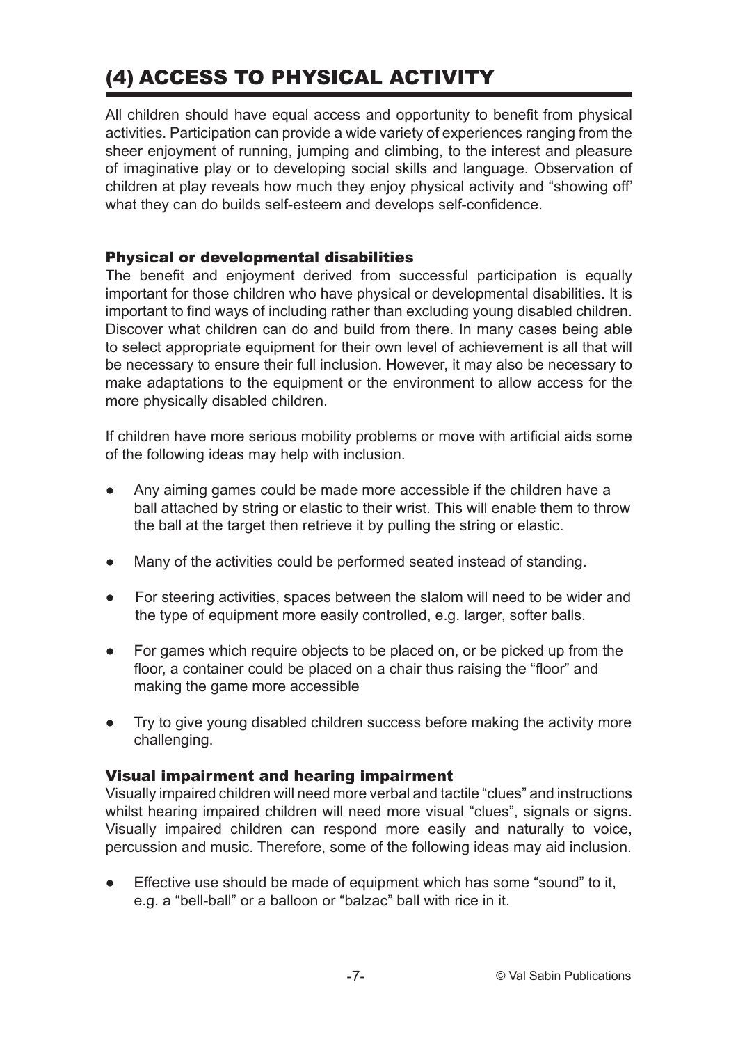# (4) ACCESS TO PHYSICAL ACTIVITY

All children should have equal access and opportunity to benefit from physical activities. Participation can provide a wide variety of experiences ranging from the sheer enjoyment of running, jumping and climbing, to the interest and pleasure of imaginative play or to developing social skills and language. Observation of children at play reveals how much they enjoy physical activity and "showing off' what they can do builds self-esteem and develops self-confidence.

### Physical or developmental disabilities

The benefit and enjoyment derived from successful participation is equally important for those children who have physical or developmental disabilities. It is important to find ways of including rather than excluding young disabled children. Discover what children can do and build from there. In many cases being able to select appropriate equipment for their own level of achievement is all that will be necessary to ensure their full inclusion. However, it may also be necessary to make adaptations to the equipment or the environment to allow access for the more physically disabled children.

If children have more serious mobility problems or move with artificial aids some of the following ideas may help with inclusion.

- Any aiming games could be made more accessible if the children have a ball attached by string or elastic to their wrist. This will enable them to throw the ball at the target then retrieve it by pulling the string or elastic.
- Many of the activities could be performed seated instead of standing.
- For steering activities, spaces between the slalom will need to be wider and the type of equipment more easily controlled, e.g. larger, softer balls.
- For games which require objects to be placed on, or be picked up from the floor, a container could be placed on a chair thus raising the "floor" and making the game more accessible
- Try to give young disabled children success before making the activity more challenging.

### Visual impairment and hearing impairment

Visually impaired children will need more verbal and tactile "clues" and instructions whilst hearing impaired children will need more visual "clues", signals or signs. Visually impaired children can respond more easily and naturally to voice, percussion and music. Therefore, some of the following ideas may aid inclusion.

- Effective use should be made of equipment which has some "sound" to it, e.g. a "bell-ball" or a balloon or "balzac" ball with rice in it.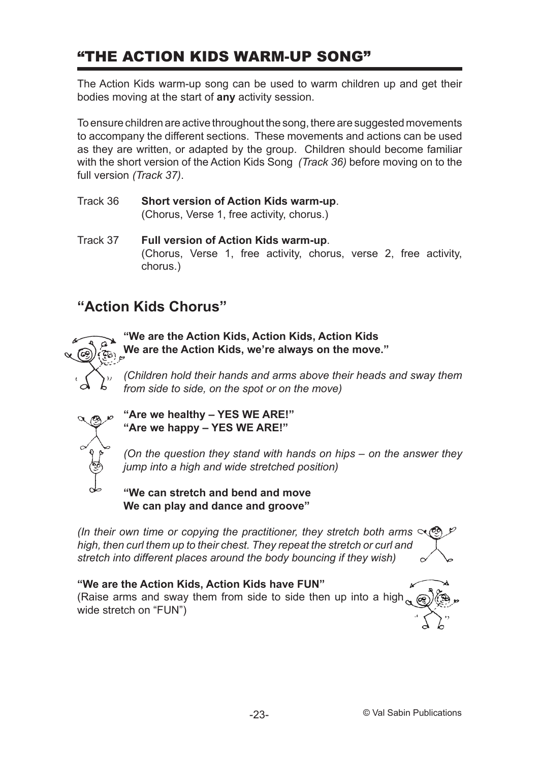# "THE ACTION KIDS WARM-UP SONG"

The Action Kids warm-up song can be used to warm children up and get their bodies moving at the start of **any** activity session.

To ensure children are active throughout the song, there are suggested movements to accompany the different sections. These movements and actions can be used as they are written, or adapted by the group. Children should become familiar with the short version of the Action Kids Song *(Track 36)* before moving on to the full version *(Track 37)*.

Track 36 **Short version of Action Kids warm-up**.
(Chorus, Verse 1, free activity, chorus.)

Track 37 **Full version of Action Kids warm-up**.
(Chorus, Verse 1, free activity, chorus, verse 2, free activity, chorus.)

## "Action Kids Chorus"

**"We are the Action Kids, Action Kids, Action Kids**
**We are the Action Kids, we're always on the move."**

*(Children hold their hands and arms above their heads and sway them from side to side, on the spot or on the move)*

**"Are we healthy – YES WE ARE!"**
**"Are we happy – YES WE ARE!"**

*(On the question they stand with hands on hips – on the answer they jump into a high and wide stretched position)*

**"We can stretch and bend and move**
**We can play and dance and groove"**

*(In their own time or copying the practitioner, they stretch both arms high, then curl them up to their chest. They repeat the stretch or curl and stretch into different places around the body bouncing if they wish)*

**"We are the Action Kids, Action Kids have FUN"**
(Raise arms and sway them from side to side then up into a high wide stretch on "FUN")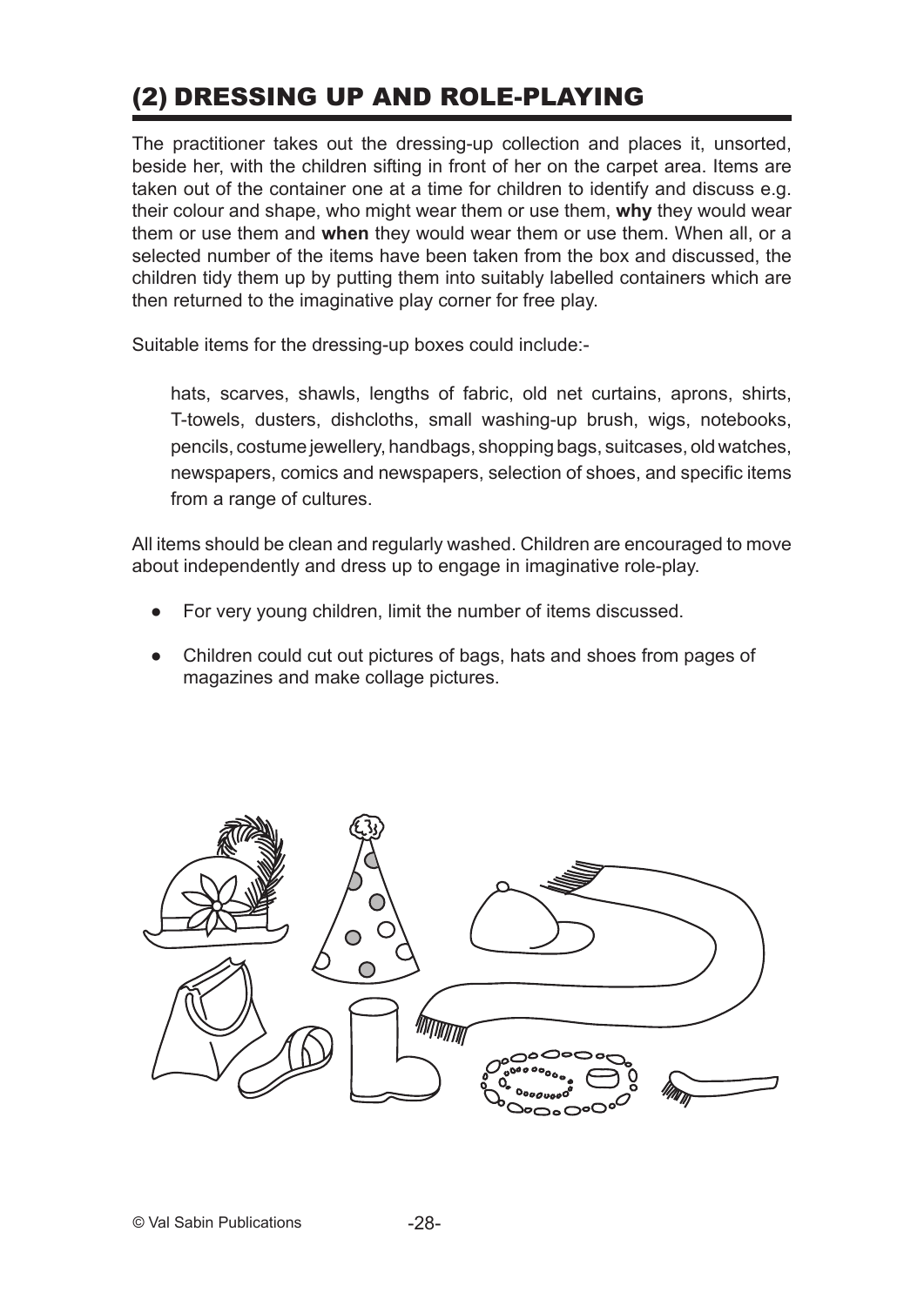## (2) DRESSING UP AND ROLE-PLAYING

The practitioner takes out the dressing-up collection and places it, unsorted, beside her, with the children sifting in front of her on the carpet area. Items are taken out of the container one at a time for children to identify and discuss e.g. their colour and shape, who might wear them or use them, **why** they would wear them or use them and **when** they would wear them or use them. When all, or a selected number of the items have been taken from the box and discussed, the children tidy them up by putting them into suitably labelled containers which are then returned to the imaginative play corner for free play.

Suitable items for the dressing-up boxes could include:-

> hats, scarves, shawls, lengths of fabric, old net curtains, aprons, shirts, T-towels, dusters, dishcloths, small washing-up brush, wigs, notebooks, pencils, costume jewellery, handbags, shopping bags, suitcases, old watches, newspapers, comics and newspapers, selection of shoes, and specific items from a range of cultures.

All items should be clean and regularly washed. Children are encouraged to move about independently and dress up to engage in imaginative role-play.

- For very young children, limit the number of items discussed.
- Children could cut out pictures of bags, hats and shoes from pages of magazines and make collage pictures.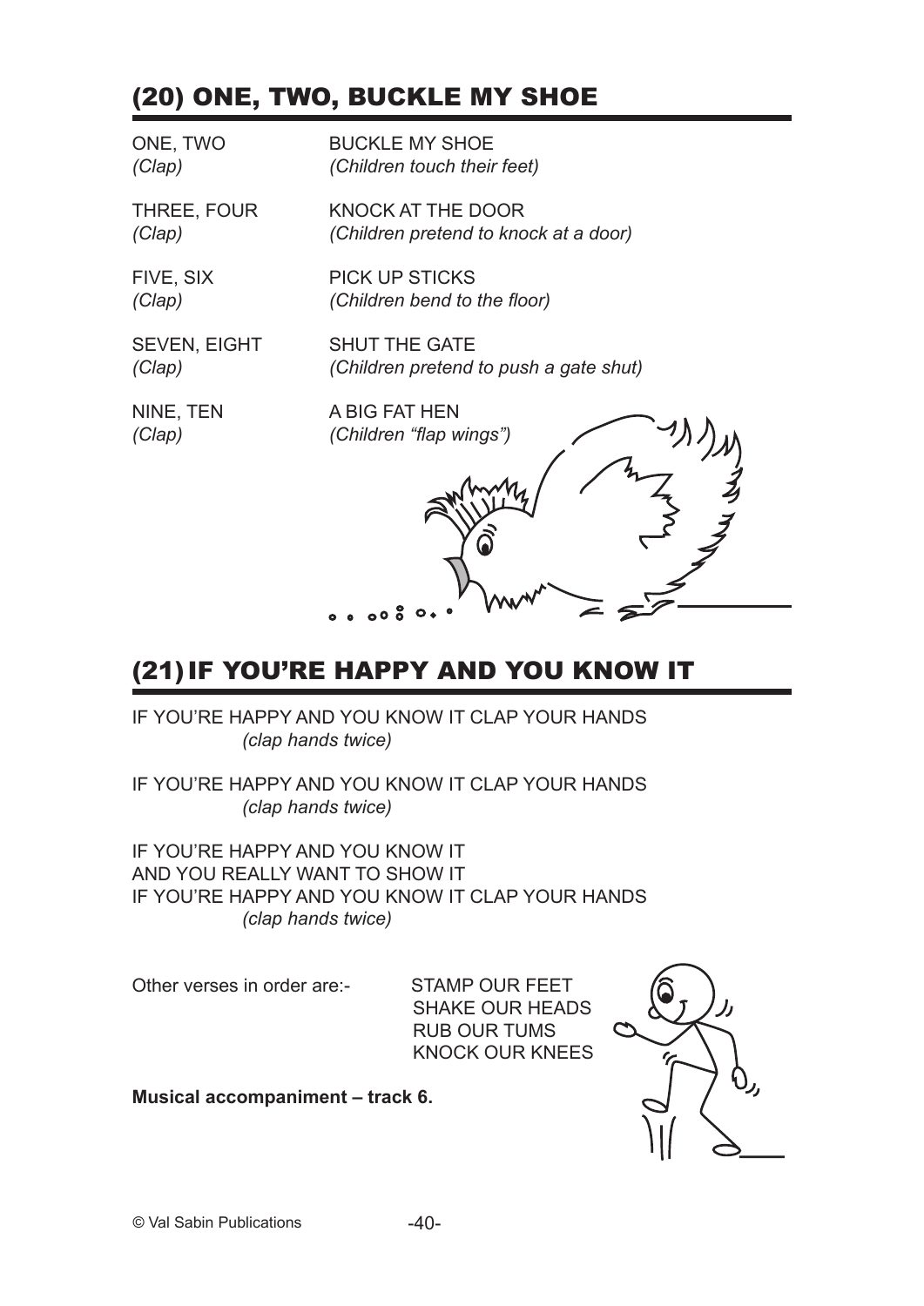## (20) ONE, TWO, BUCKLE MY SHOE

ONE, TWO — BUCKLE MY SHOE
*(Clap)* — *(Children touch their feet)*

THREE, FOUR — KNOCK AT THE DOOR
*(Clap)* — *(Children pretend to knock at a door)*

FIVE, SIX — PICK UP STICKS
*(Clap)* — *(Children bend to the floor)*

SEVEN, EIGHT — SHUT THE GATE
*(Clap)* — *(Children pretend to push a gate shut)*

NINE, TEN — A BIG FAT HEN
*(Clap)* — *(Children "flap wings")*

## (21) IF YOU'RE HAPPY AND YOU KNOW IT

IF YOU'RE HAPPY AND YOU KNOW IT CLAP YOUR HANDS
*(clap hands twice)*

IF YOU'RE HAPPY AND YOU KNOW IT CLAP YOUR HANDS
*(clap hands twice)*

IF YOU'RE HAPPY AND YOU KNOW IT
AND YOU REALLY WANT TO SHOW IT
IF YOU'RE HAPPY AND YOU KNOW IT CLAP YOUR HANDS
*(clap hands twice)*

Other verses in order are:-
STAMP OUR FEET
SHAKE OUR HEADS
RUB OUR TUMS
KNOCK OUR KNEES

**Musical accompaniment – track 6.**

© Val Sabin Publications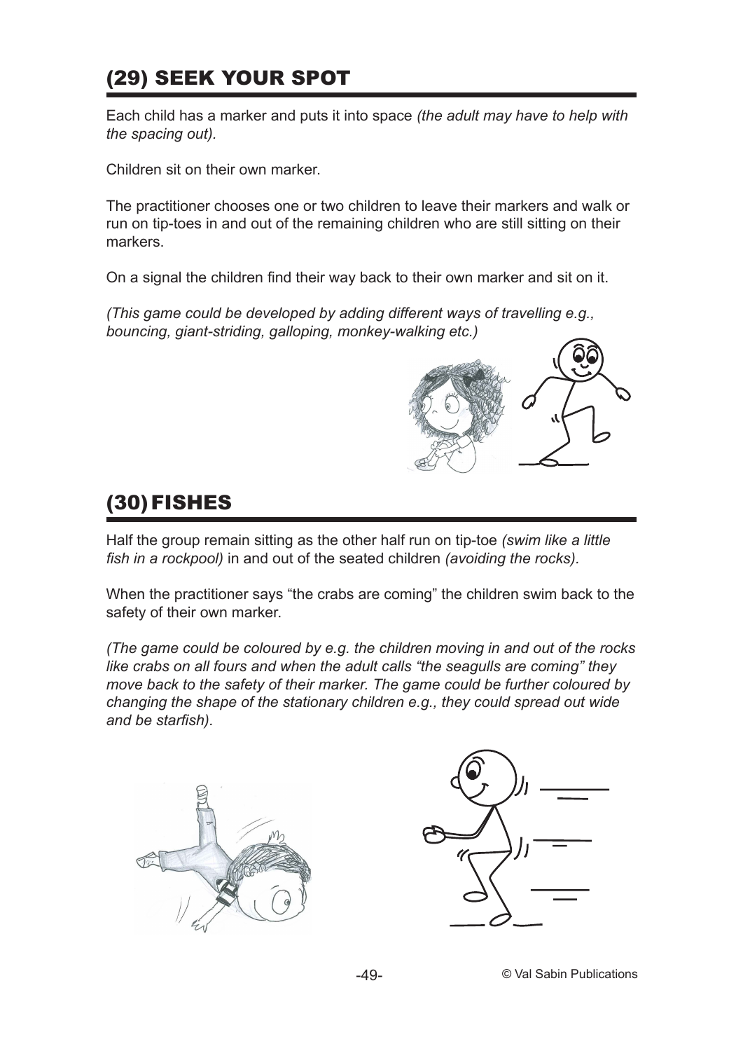## (29) SEEK YOUR SPOT

Each child has a marker and puts it into space *(the adult may have to help with the spacing out).*

Children sit on their own marker.

The practitioner chooses one or two children to leave their markers and walk or run on tip-toes in and out of the remaining children who are still sitting on their markers.

On a signal the children find their way back to their own marker and sit on it.

*(This game could be developed by adding different ways of travelling e.g., bouncing, giant-striding, galloping, monkey-walking etc.)*

## (30) FISHES

Half the group remain sitting as the other half run on tip-toe *(swim like a little fish in a rockpool)* in and out of the seated children *(avoiding the rocks).*

When the practitioner says "the crabs are coming" the children swim back to the safety of their own marker.

*(The game could be coloured by e.g. the children moving in and out of the rocks like crabs on all fours and when the adult calls "the seagulls are coming" they move back to the safety of their marker. The game could be further coloured by changing the shape of the stationary children e.g., they could spread out wide and be starfish).*

© Val Sabin Publications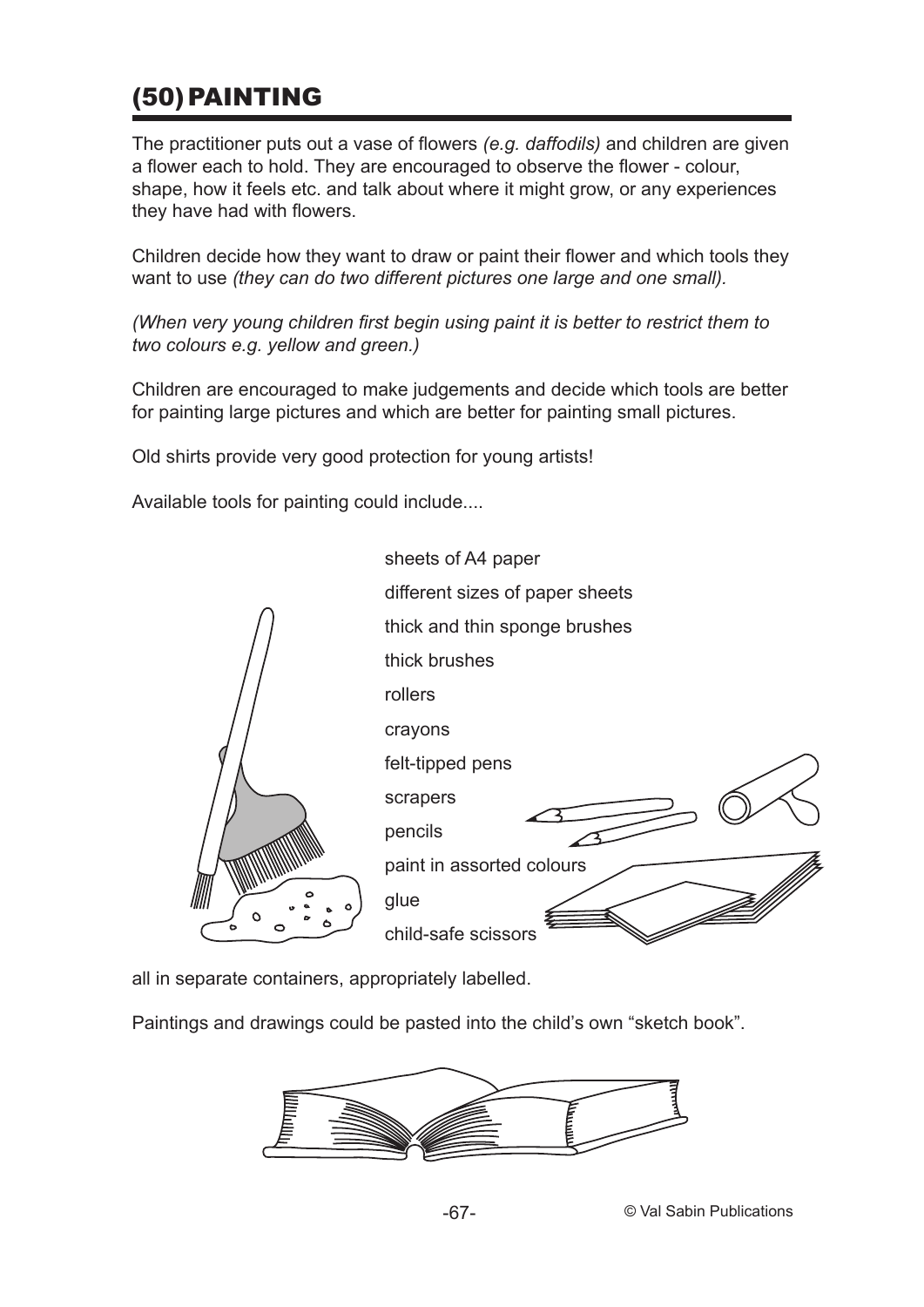# (50) PAINTING

The practitioner puts out a vase of flowers *(e.g. daffodils)* and children are given a flower each to hold. They are encouraged to observe the flower - colour, shape, how it feels etc. and talk about where it might grow, or any experiences they have had with flowers.

Children decide how they want to draw or paint their flower and which tools they want to use *(they can do two different pictures one large and one small).*

*(When very young children first begin using paint it is better to restrict them to two colours e.g. yellow and green.)*

Children are encouraged to make judgements and decide which tools are better for painting large pictures and which are better for painting small pictures.

Old shirts provide very good protection for young artists!

Available tools for painting could include....

- sheets of A4 paper
- different sizes of paper sheets
- thick and thin sponge brushes
- thick brushes
- rollers
- crayons
- felt-tipped pens
- scrapers
- pencils
- paint in assorted colours
- glue
- child-safe scissors

all in separate containers, appropriately labelled.

Paintings and drawings could be pasted into the child's own "sketch book".

© Val Sabin Publications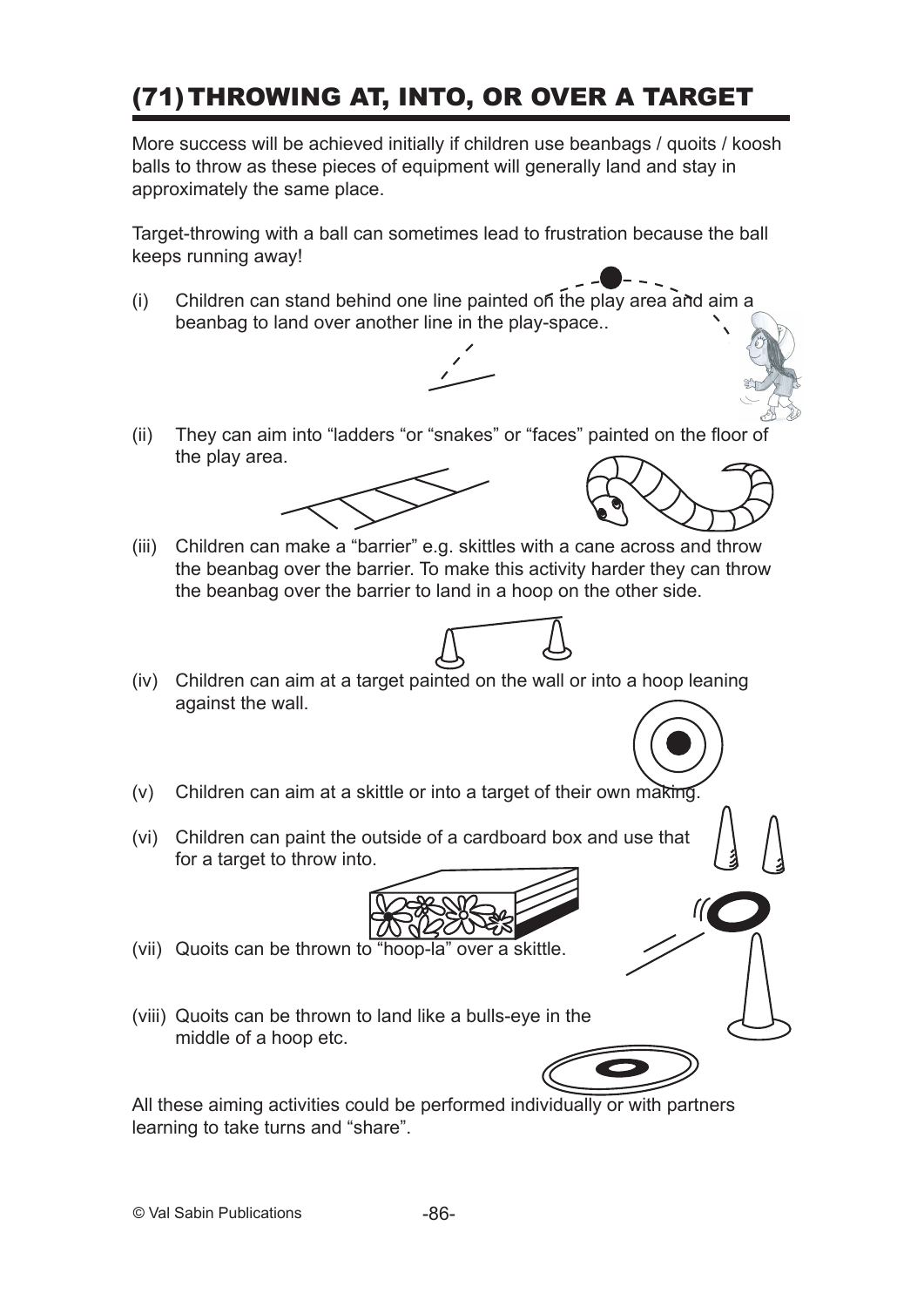# (71) THROWING AT, INTO, OR OVER A TARGET

More success will be achieved initially if children use beanbags / quoits / koosh balls to throw as these pieces of equipment will generally land and stay in approximately the same place.

Target-throwing with a ball can sometimes lead to frustration because the ball keeps running away!

(i) Children can stand behind one line painted on the play area and aim a beanbag to land over another line in the play-space..

(ii) They can aim into "ladders "or "snakes" or "faces" painted on the floor of the play area.

(iii) Children can make a "barrier" e.g. skittles with a cane across and throw the beanbag over the barrier. To make this activity harder they can throw the beanbag over the barrier to land in a hoop on the other side.

(iv) Children can aim at a target painted on the wall or into a hoop leaning against the wall.

(v) Children can aim at a skittle or into a target of their own making.

(vi) Children can paint the outside of a cardboard box and use that for a target to throw into.

(vii) Quoits can be thrown to "hoop-la" over a skittle.

(viii) Quoits can be thrown to land like a bulls-eye in the middle of a hoop etc.

All these aiming activities could be performed individually or with partners learning to take turns and "share".

© Val Sabin Publications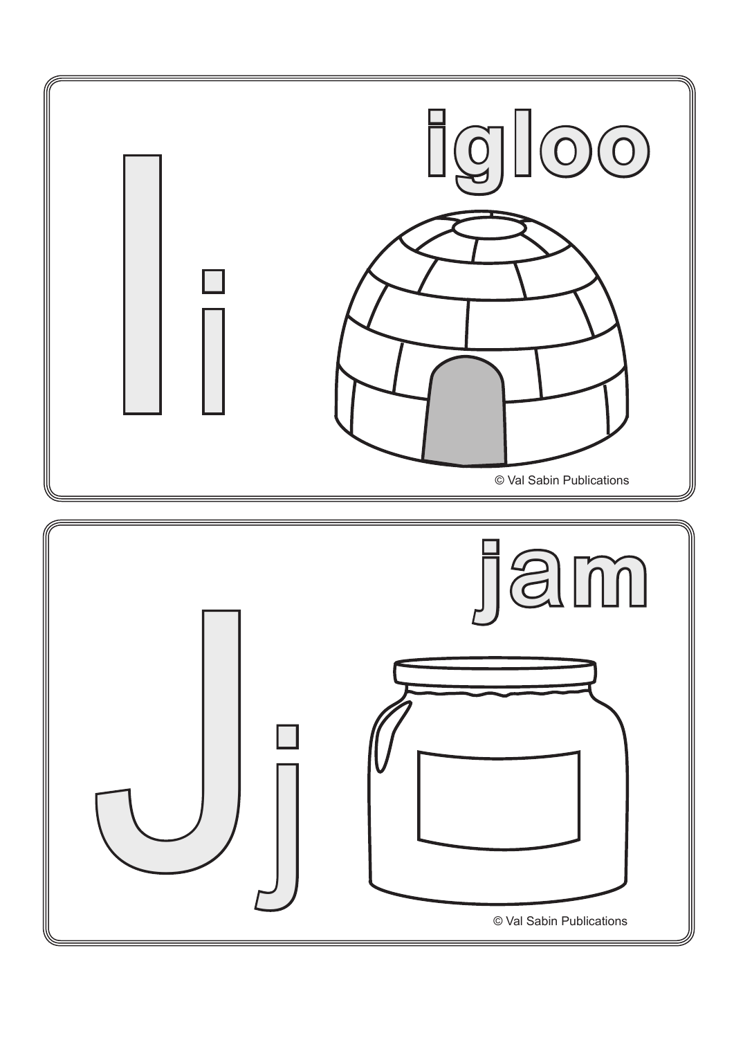Ii

igloo

© Val Sabin Publications

Jj

jam

© Val Sabin Publications